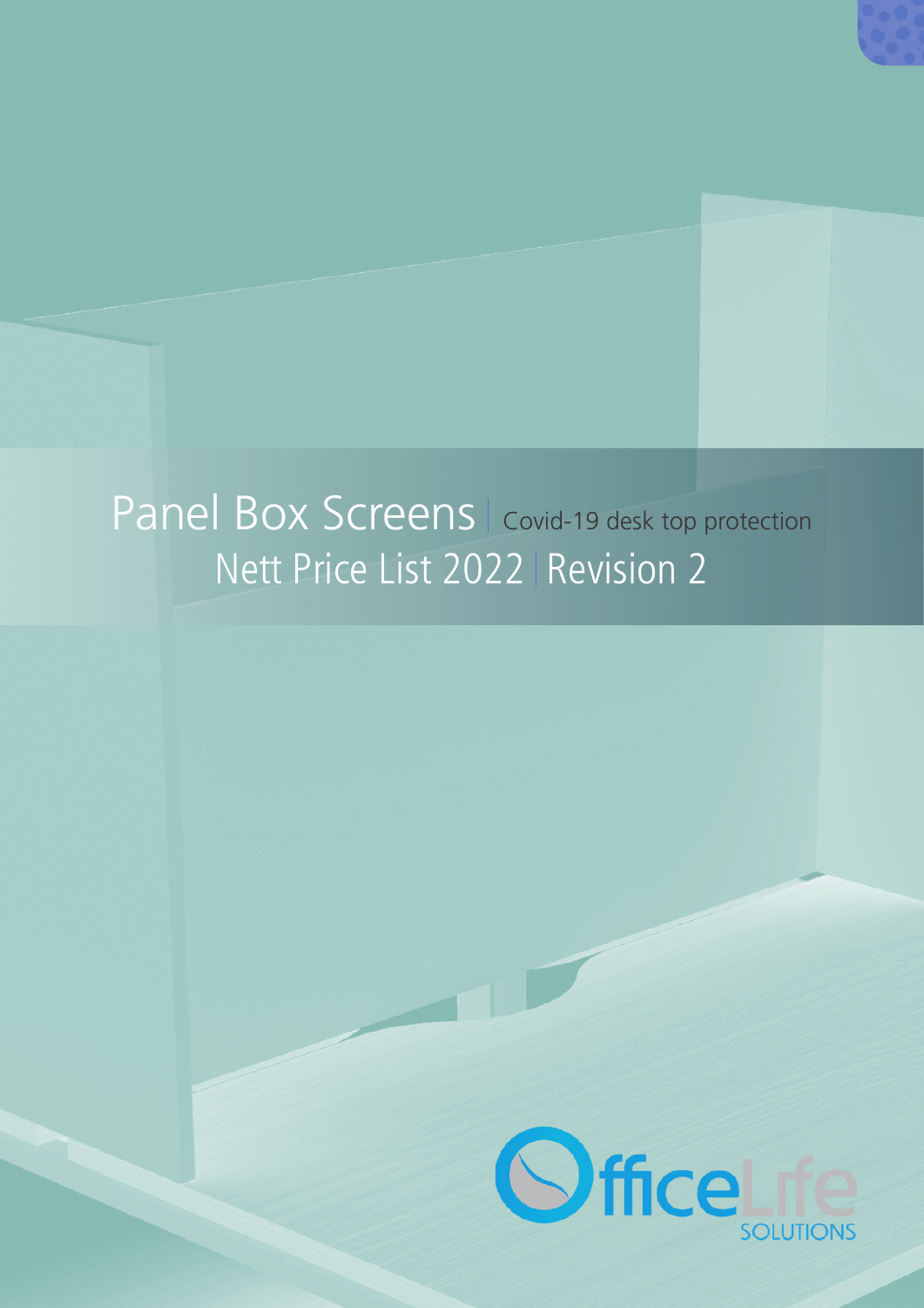# Panel Box Screens | Covid-19 desk top protection

## Nett Price List 2022 | Revision 2

OfficeLife SOLUTIONS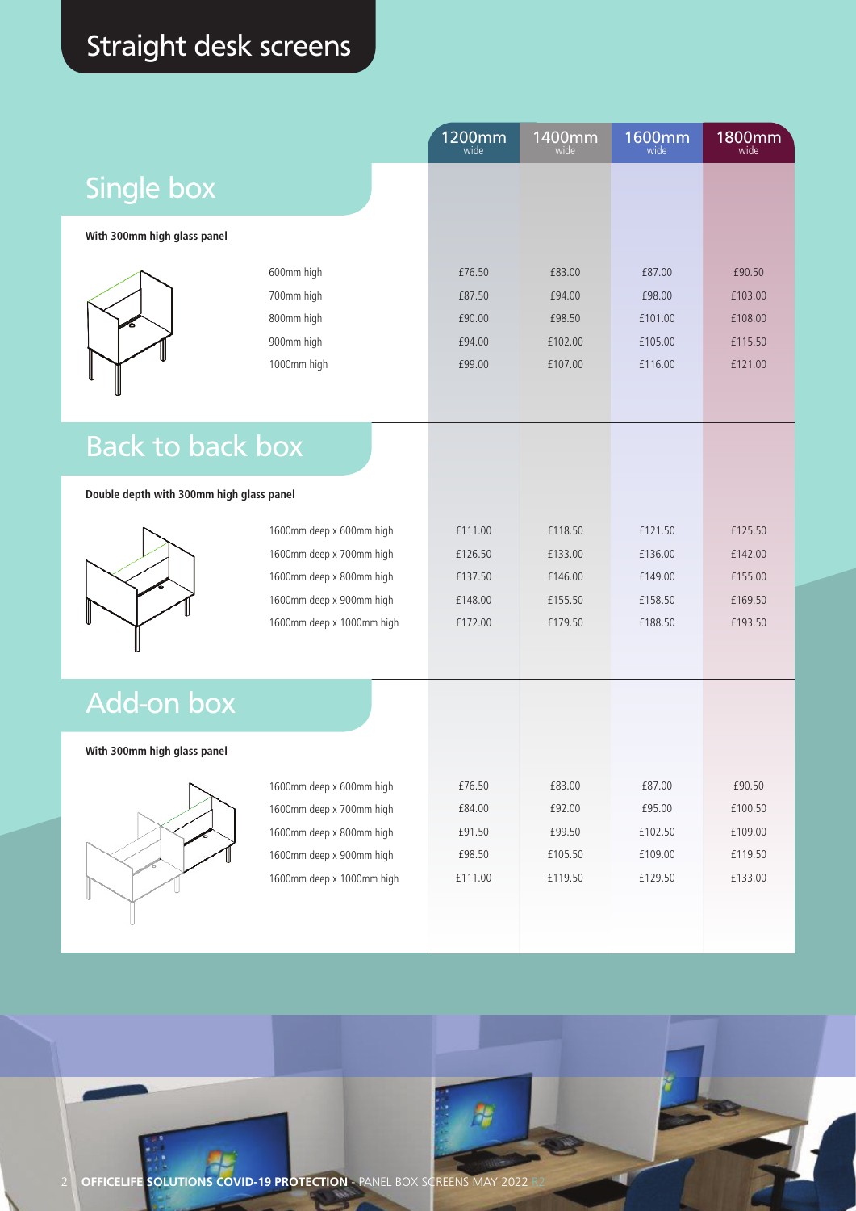# Straight desk screens

## Single box

**With 300mm high glass panel**

| | 1200mm wide | 1400mm wide | 1600mm wide | 1800mm wide |
|---|---|---|---|---|
| 600mm high | £76.50 | £83.00 | £87.00 | £90.50 |
| 700mm high | £87.50 | £94.00 | £98.00 | £103.00 |
| 800mm high | £90.00 | £98.50 | £101.00 | £108.00 |
| 900mm high | £94.00 | £102.00 | £105.00 | £115.50 |
| 1000mm high | £99.00 | £107.00 | £116.00 | £121.00 |

## Back to back box

**Double depth with 300mm high glass panel**

| | 1200mm wide | 1400mm wide | 1600mm wide | 1800mm wide |
|---|---|---|---|---|
| 1600mm deep x 600mm high | £111.00 | £118.50 | £121.50 | £125.50 |
| 1600mm deep x 700mm high | £126.50 | £133.00 | £136.00 | £142.00 |
| 1600mm deep x 800mm high | £137.50 | £146.00 | £149.00 | £155.00 |
| 1600mm deep x 900mm high | £148.00 | £155.50 | £158.50 | £169.50 |
| 1600mm deep x 1000mm high | £172.00 | £179.50 | £188.50 | £193.50 |

## Add-on box

**With 300mm high glass panel**

| | 1200mm wide | 1400mm wide | 1600mm wide | 1800mm wide |
|---|---|---|---|---|
| 1600mm deep x 600mm high | £76.50 | £83.00 | £87.00 | £90.50 |
| 1600mm deep x 700mm high | £84.00 | £92.00 | £95.00 | £100.50 |
| 1600mm deep x 800mm high | £91.50 | £99.50 | £102.50 | £109.00 |
| 1600mm deep x 900mm high | £98.50 | £105.50 | £109.00 | £119.50 |
| 1600mm deep x 1000mm high | £111.00 | £119.50 | £129.50 | £133.00 |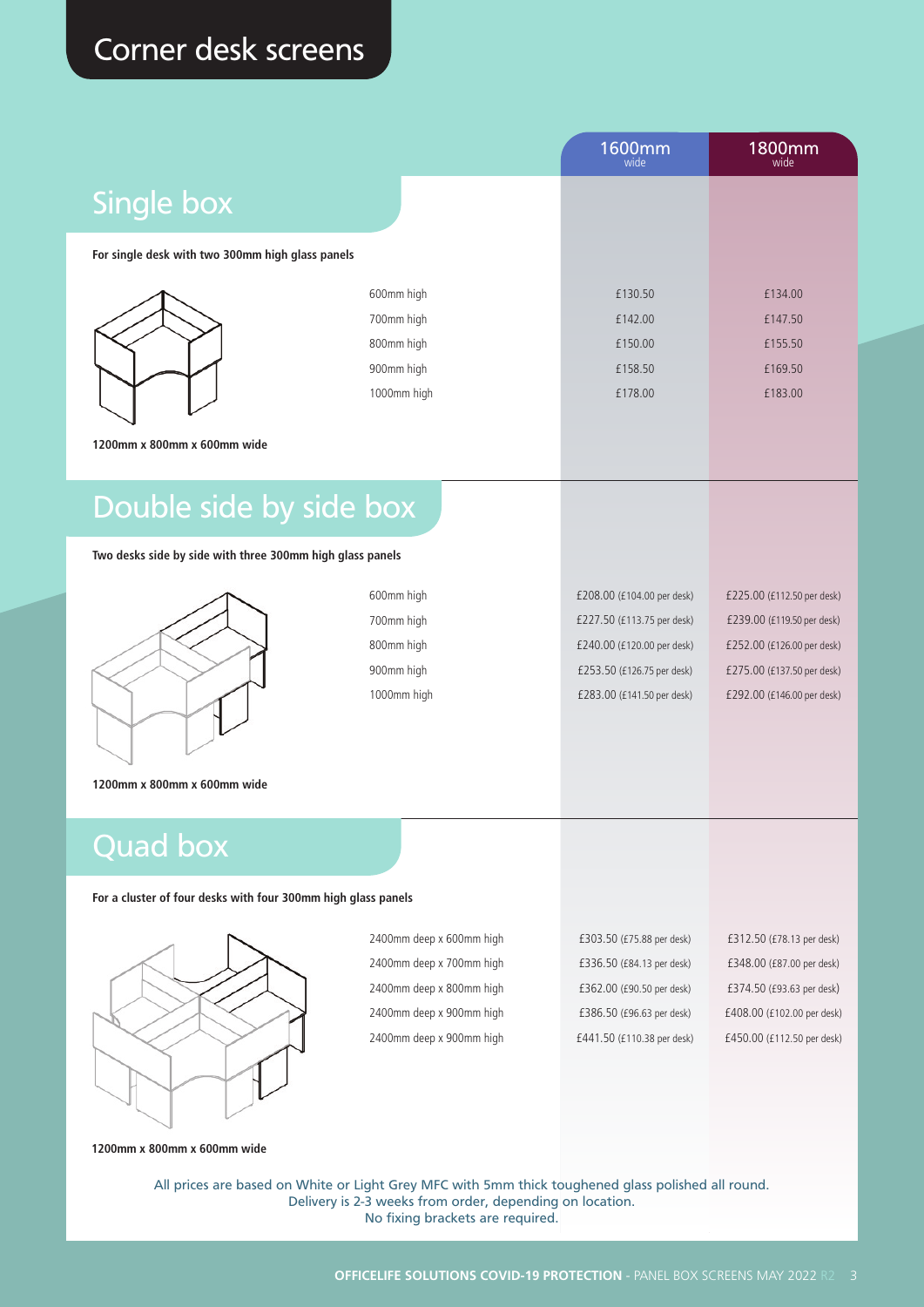# Corner desk screens

## Single box

**For single desk with two 300mm high glass panels**

| | 1600mm wide | 1800mm wide |
|---|---|---|
| 600mm high | £130.50 | £134.00 |
| 700mm high | £142.00 | £147.50 |
| 800mm high | £150.00 | £155.50 |
| 900mm high | £158.50 | £169.50 |
| 1000mm high | £178.00 | £183.00 |

**1200mm x 800mm x 600mm wide**

## Double side by side box

**Two desks side by side with three 300mm high glass panels**

| | 1600mm wide | 1800mm wide |
|---|---|---|
| 600mm high | £208.00 (£104.00 per desk) | £225.00 (£112.50 per desk) |
| 700mm high | £227.50 (£113.75 per desk) | £239.00 (£119.50 per desk) |
| 800mm high | £240.00 (£120.00 per desk) | £252.00 (£126.00 per desk) |
| 900mm high | £253.50 (£126.75 per desk) | £275.00 (£137.50 per desk) |
| 1000mm high | £283.00 (£141.50 per desk) | £292.00 (£146.00 per desk) |

**1200mm x 800mm x 600mm wide**

## Quad box

**For a cluster of four desks with four 300mm high glass panels**

| | 1600mm wide | 1800mm wide |
|---|---|---|
| 2400mm deep x 600mm high | £303.50 (£75.88 per desk) | £312.50 (£78.13 per desk) |
| 2400mm deep x 700mm high | £336.50 (£84.13 per desk) | £348.00 (£87.00 per desk) |
| 2400mm deep x 800mm high | £362.00 (£90.50 per desk) | £374.50 (£93.63 per desk) |
| 2400mm deep x 900mm high | £386.50 (£96.63 per desk) | £408.00 (£102.00 per desk) |
| 2400mm deep x 900mm high | £441.50 (£110.38 per desk) | £450.00 (£112.50 per desk) |

**1200mm x 800mm x 600mm wide**

All prices are based on White or Light Grey MFC with 5mm thick toughened glass polished all round.
Delivery is 2-3 weeks from order, depending on location.
No fixing brackets are required.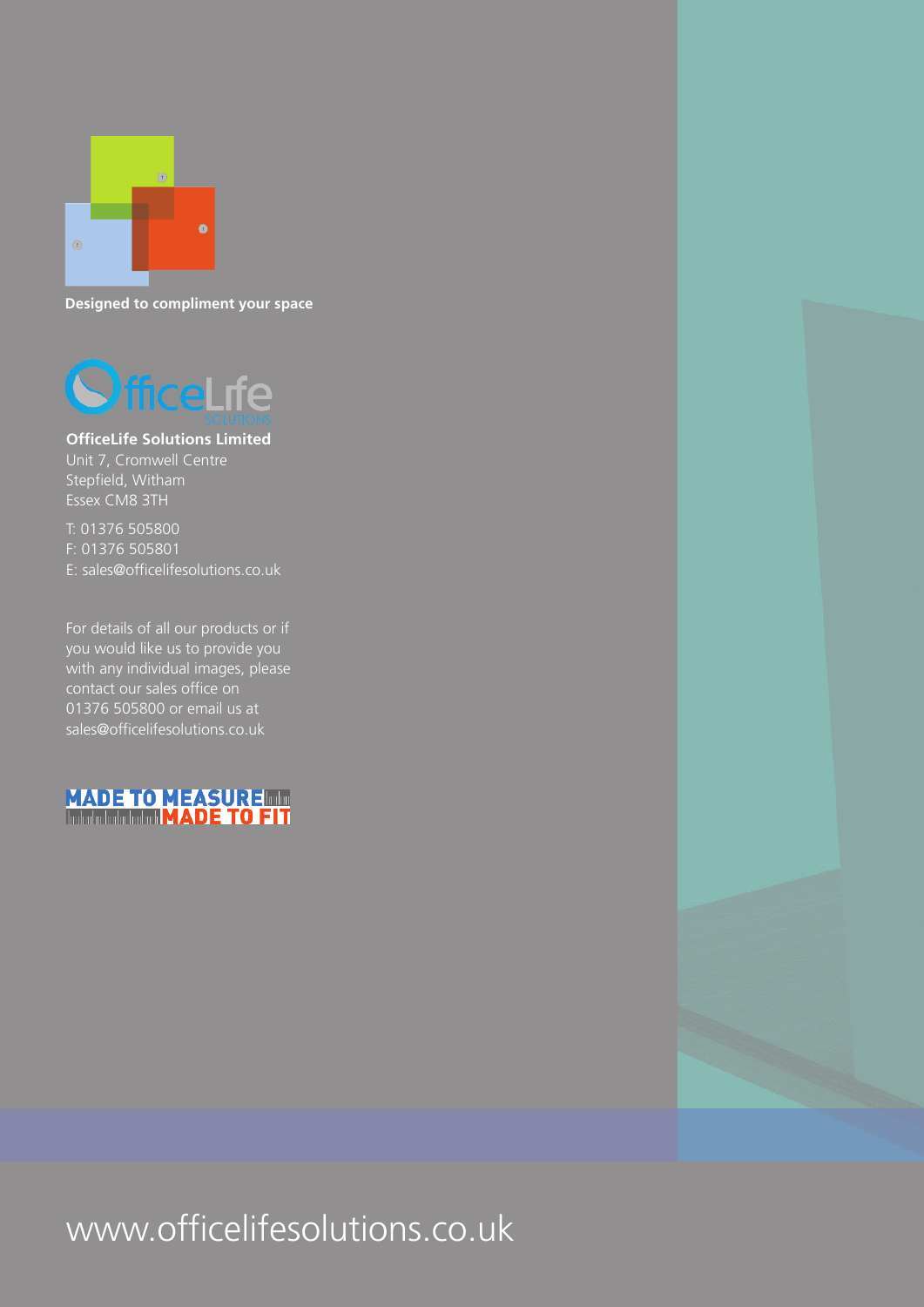Designed to compliment your space

OfficeLife SOLUTIONS

**OfficeLife Solutions Limited**
Unit 7, Cromwell Centre
Stepfield, Witham
Essex CM8 3TH

T: 01376 505800
F: 01376 505801
E: sales@officelifesolutions.co.uk

For details of all our products or if you would like us to provide you with any individual images, please contact our sales office on 01376 505800 or email us at sales@officelifesolutions.co.uk

MADE TO MEASURE MADE TO FIT

www.officelifesolutions.co.uk